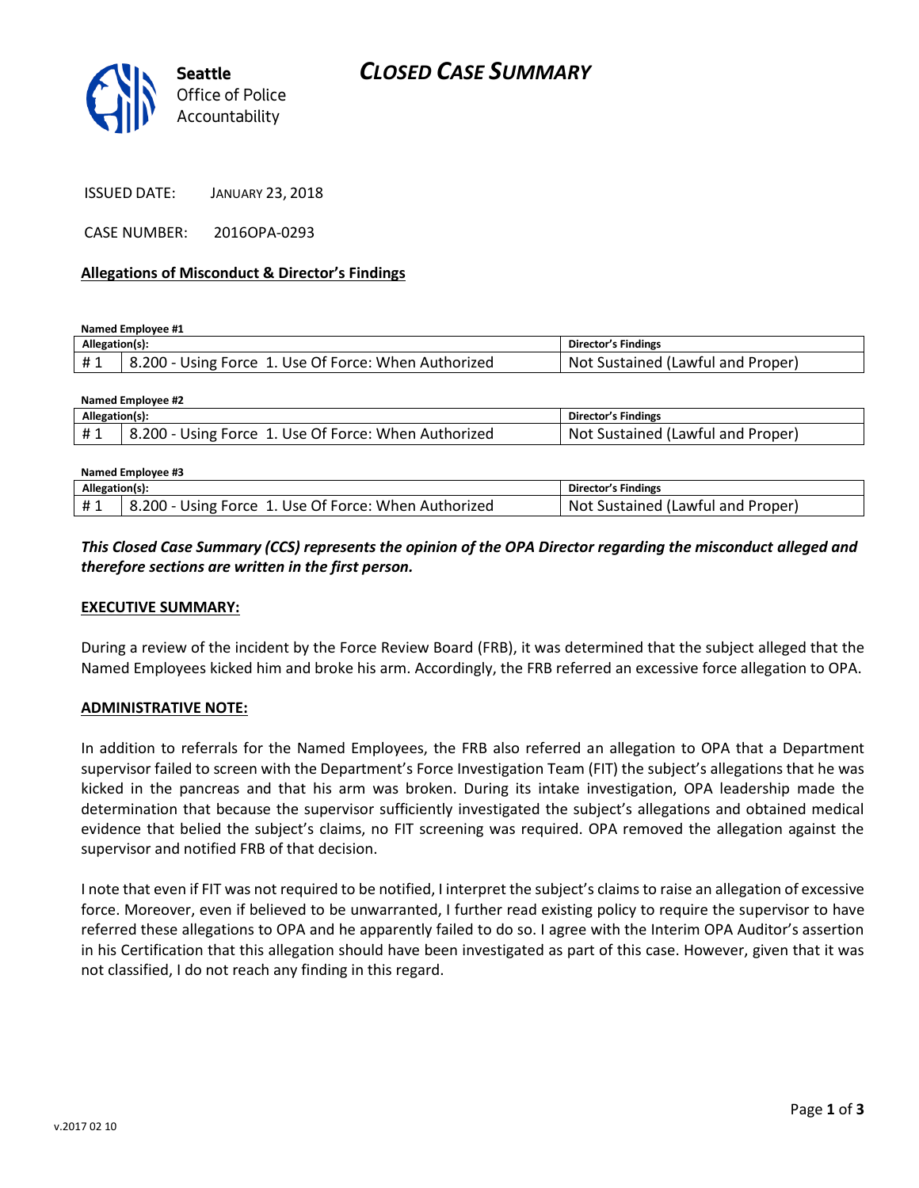Seattle Office of Police Accountability

# CLOSED CASE SUMMARY

ISSUED DATE: JANUARY 23, 2018

CASE NUMBER: 2016OPA-0293

**Allegations of Misconduct & Director's Findings**

**Named Employee #1**

| Allegation(s): | | Director's Findings |
|---|---|---|
| # 1 | 8.200 - Using Force 1. Use Of Force: When Authorized | Not Sustained (Lawful and Proper) |

**Named Employee #2**

| Allegation(s): | | Director's Findings |
|---|---|---|
| # 1 | 8.200 - Using Force 1. Use Of Force: When Authorized | Not Sustained (Lawful and Proper) |

**Named Employee #3**

| Allegation(s): | | Director's Findings |
|---|---|---|
| # 1 | 8.200 - Using Force 1. Use Of Force: When Authorized | Not Sustained (Lawful and Proper) |

***This Closed Case Summary (CCS) represents the opinion of the OPA Director regarding the misconduct alleged and therefore sections are written in the first person.***

**EXECUTIVE SUMMARY:**

During a review of the incident by the Force Review Board (FRB), it was determined that the subject alleged that the Named Employees kicked him and broke his arm. Accordingly, the FRB referred an excessive force allegation to OPA.

**ADMINISTRATIVE NOTE:**

In addition to referrals for the Named Employees, the FRB also referred an allegation to OPA that a Department supervisor failed to screen with the Department's Force Investigation Team (FIT) the subject's allegations that he was kicked in the pancreas and that his arm was broken. During its intake investigation, OPA leadership made the determination that because the supervisor sufficiently investigated the subject's allegations and obtained medical evidence that belied the subject's claims, no FIT screening was required. OPA removed the allegation against the supervisor and notified FRB of that decision.

I note that even if FIT was not required to be notified, I interpret the subject's claims to raise an allegation of excessive force. Moreover, even if believed to be unwarranted, I further read existing policy to require the supervisor to have referred these allegations to OPA and he apparently failed to do so. I agree with the Interim OPA Auditor's assertion in his Certification that this allegation should have been investigated as part of this case. However, given that it was not classified, I do not reach any finding in this regard.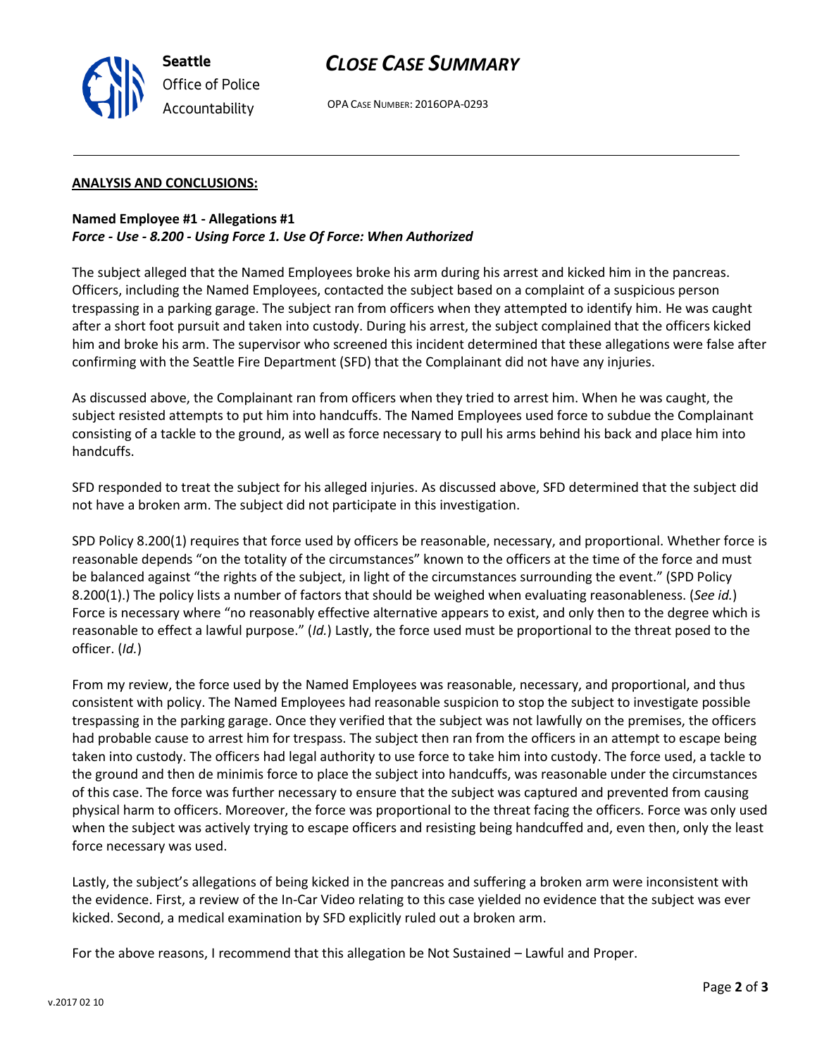**ANALYSIS AND CONCLUSIONS:**

**Named Employee #1 - Allegations #1**
***Force - Use - 8.200 - Using Force 1. Use Of Force: When Authorized***

The subject alleged that the Named Employees broke his arm during his arrest and kicked him in the pancreas. Officers, including the Named Employees, contacted the subject based on a complaint of a suspicious person trespassing in a parking garage. The subject ran from officers when they attempted to identify him. He was caught after a short foot pursuit and taken into custody. During his arrest, the subject complained that the officers kicked him and broke his arm. The supervisor who screened this incident determined that these allegations were false after confirming with the Seattle Fire Department (SFD) that the Complainant did not have any injuries.

As discussed above, the Complainant ran from officers when they tried to arrest him. When he was caught, the subject resisted attempts to put him into handcuffs. The Named Employees used force to subdue the Complainant consisting of a tackle to the ground, as well as force necessary to pull his arms behind his back and place him into handcuffs.

SFD responded to treat the subject for his alleged injuries. As discussed above, SFD determined that the subject did not have a broken arm. The subject did not participate in this investigation.

SPD Policy 8.200(1) requires that force used by officers be reasonable, necessary, and proportional. Whether force is reasonable depends "on the totality of the circumstances" known to the officers at the time of the force and must be balanced against "the rights of the subject, in light of the circumstances surrounding the event." (SPD Policy 8.200(1).) The policy lists a number of factors that should be weighed when evaluating reasonableness. (*See id.*) Force is necessary where "no reasonably effective alternative appears to exist, and only then to the degree which is reasonable to effect a lawful purpose." (*Id.*) Lastly, the force used must be proportional to the threat posed to the officer. (*Id.*)

From my review, the force used by the Named Employees was reasonable, necessary, and proportional, and thus consistent with policy. The Named Employees had reasonable suspicion to stop the subject to investigate possible trespassing in the parking garage. Once they verified that the subject was not lawfully on the premises, the officers had probable cause to arrest him for trespass. The subject then ran from the officers in an attempt to escape being taken into custody. The officers had legal authority to use force to take him into custody. The force used, a tackle to the ground and then de minimis force to place the subject into handcuffs, was reasonable under the circumstances of this case. The force was further necessary to ensure that the subject was captured and prevented from causing physical harm to officers. Moreover, the force was proportional to the threat facing the officers. Force was only used when the subject was actively trying to escape officers and resisting being handcuffed and, even then, only the least force necessary was used.

Lastly, the subject's allegations of being kicked in the pancreas and suffering a broken arm were inconsistent with the evidence. First, a review of the In-Car Video relating to this case yielded no evidence that the subject was ever kicked. Second, a medical examination by SFD explicitly ruled out a broken arm.

For the above reasons, I recommend that this allegation be Not Sustained – Lawful and Proper.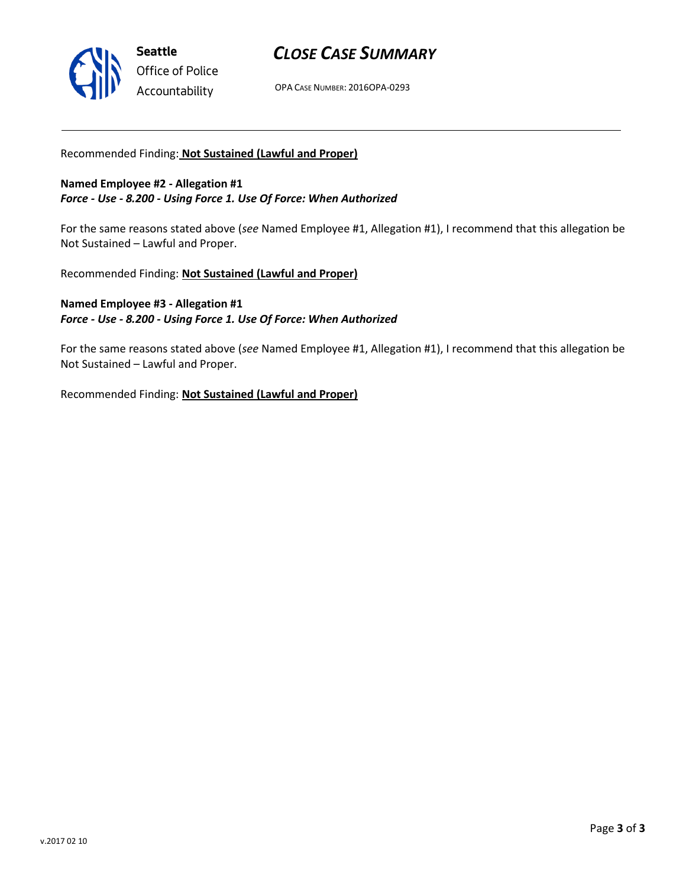Recommended Finding: **Not Sustained (Lawful and Proper)**

**Named Employee #2 - Allegation #1**
***Force - Use - 8.200 - Using Force 1. Use Of Force: When Authorized***

For the same reasons stated above (*see* Named Employee #1, Allegation #1), I recommend that this allegation be Not Sustained – Lawful and Proper.

Recommended Finding: **Not Sustained (Lawful and Proper)**

**Named Employee #3 - Allegation #1**
***Force - Use - 8.200 - Using Force 1. Use Of Force: When Authorized***

For the same reasons stated above (*see* Named Employee #1, Allegation #1), I recommend that this allegation be Not Sustained – Lawful and Proper.

Recommended Finding: **Not Sustained (Lawful and Proper)**